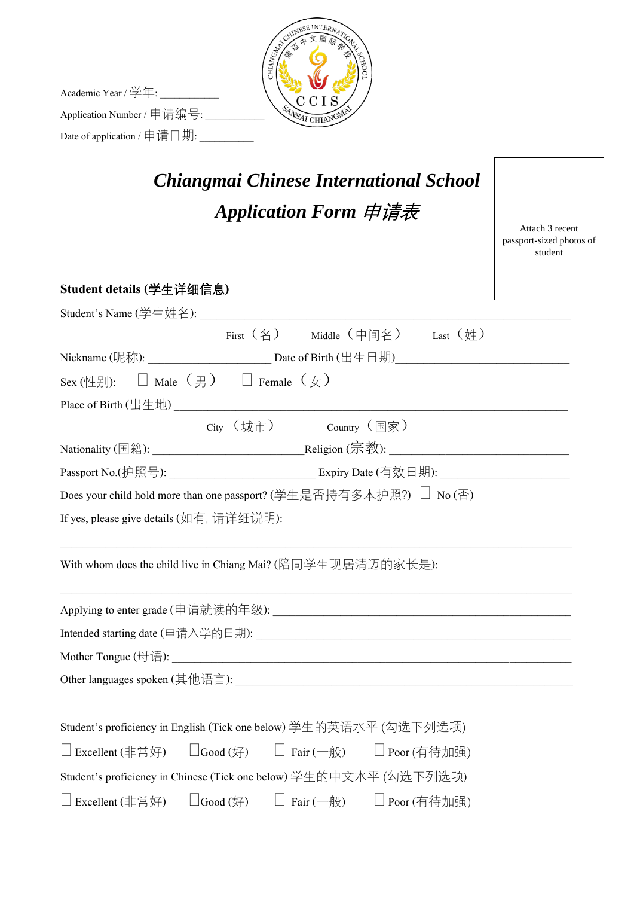Academic Year / 学年: ___________

Application Number / 申请编号: ___________

Date of application / 申请日期: __________

# *Chiangmai Chinese International School*

## *Application Form 申请表*

Attach 3 recent passport-sized photos of student

### Student details (学生详细信息)

Student's Name (学生姓名): ____________________________________________

First（名） Middle（中间名） Last（姓）

Nickname (昵称): _____________________ Date of Birth (出生日期)_____________________

Sex (性别): ☐ Male（男） ☐ Female（女）

Place of Birth (出生地) ____________________________________________

City（城市） Country（国家）

Nationality (国籍): _________________________ Religion (宗教): _____________________

Passport No.(护照号): _______________________ Expiry Date (有效日期): _______________

Does your child hold more than one passport? (学生是否持有多本护照?) ☐ No (否)

If yes, please give details (如有, 请详细说明):

____________________________________________________________________________

With whom does the child live in Chiang Mai? (陪同学生现居清迈的家长是):

____________________________________________________________________________

Applying to enter grade (申请就读的年级): ____________________________________

Intended starting date (申请入学的日期): ____________________________________

Mother Tongue (母语): ____________________________________________

Other languages spoken (其他语言): ____________________________________

Student's proficiency in English (Tick one below) 学生的英语水平 (勾选下列选项)

☐ Excellent (非常好) ☐ Good (好) ☐ Fair (一般) ☐ Poor (有待加强)

Student's proficiency in Chinese (Tick one below) 学生的中文水平 (勾选下列选项)

☐ Excellent (非常好) ☐ Good (好) ☐ Fair (一般) ☐ Poor (有待加强)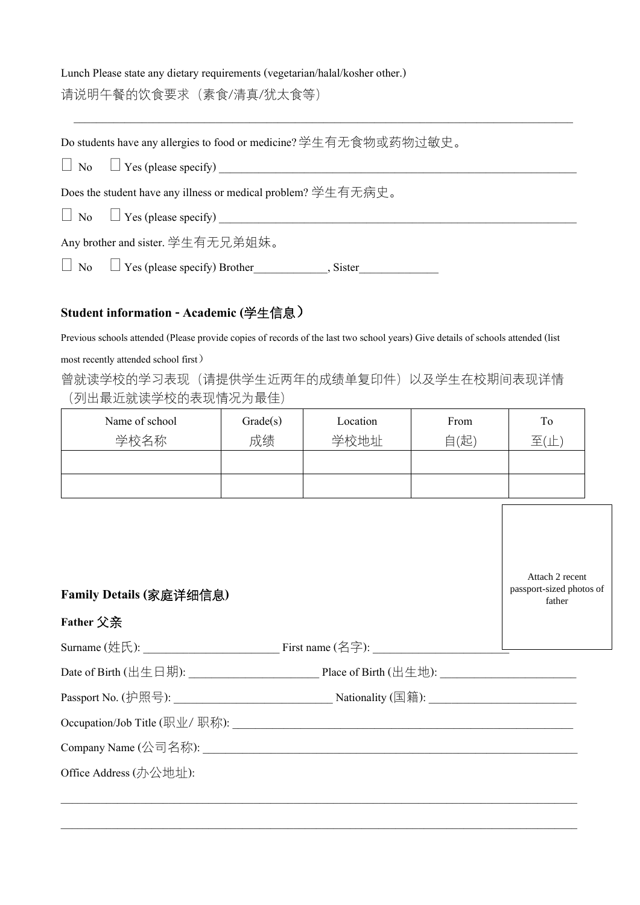Lunch Please state any dietary requirements (vegetarian/halal/kosher other.)

请说明午餐的饮食要求（素食/清真/犹太食等）

______________________________________________________________________________

Do students have any allergies to food or medicine? 学生有无食物或药物过敏史。

☐ No ☐ Yes (please specify) ______________________________________________________________

Does the student have any illness or medical problem? 学生有无病史。

☐ No ☐ Yes (please specify) ______________________________________________________________

Any brother and sister. 学生有无兄弟姐妹。

☐ No ☐ Yes (please specify) Brother____________, Sister_____________

### Student information - Academic (学生信息）

Previous schools attended (Please provide copies of records of the last two school years) Give details of schools attended (list most recently attended school first）

曾就读学校的学习表现（请提供学生近两年的成绩单复印件）以及学生在校期间表现详情（列出最近就读学校的表现情况为最佳）

| Name of school 学校名称 | Grade(s) 成绩 | Location 学校地址 | From 自(起) | To 至(止) |
|---|---|---|---|---|
| | | | | |
| | | | | |

Attach 2 recent passport-sized photos of father

### Family Details (家庭详细信息)

**Father 父亲**

Surname (姓氏): _______________________ First name (名字): _______________________

Date of Birth (出生日期): ______________________ Place of Birth (出生地): ________________________

Passport No. (护照号): ___________________________ Nationality (国籍): _________________________

Occupation/Job Title (职业/ 职称): __________________________________________________________

Company Name (公司名称): ___________________________________________________________________

Office Address (办公地址):

______________________________________________________________________________

______________________________________________________________________________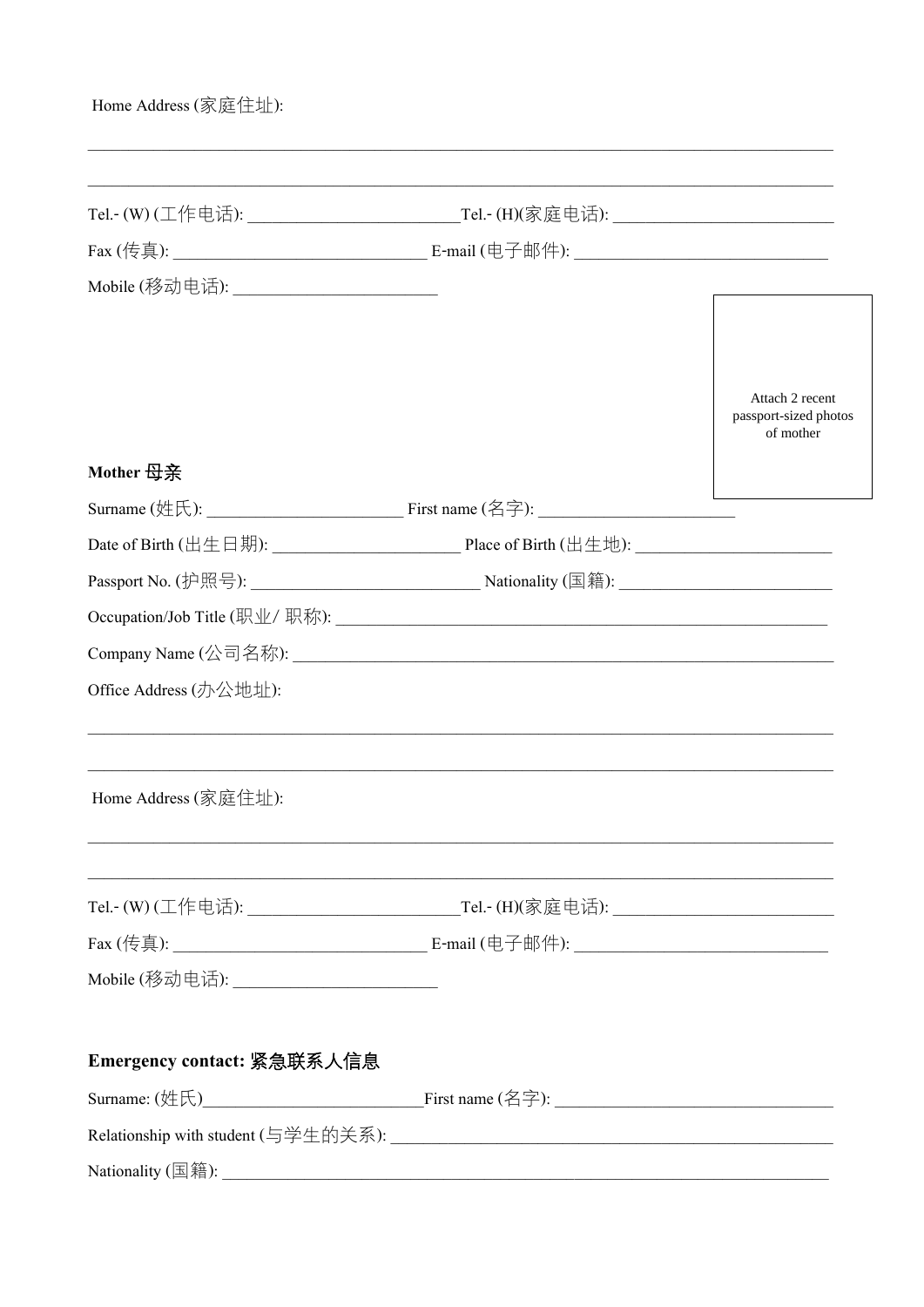Home Address (家庭住址):

\_\_\_\_\_\_\_\_\_\_\_\_\_\_\_\_\_\_\_\_\_\_\_\_\_\_\_\_\_\_\_\_\_\_\_\_\_\_\_\_\_\_\_\_\_\_\_\_\_\_\_\_\_\_\_\_\_\_\_\_\_\_\_\_\_\_\_\_\_\_\_\_\_\_\_\_\_\_

\_\_\_\_\_\_\_\_\_\_\_\_\_\_\_\_\_\_\_\_\_\_\_\_\_\_\_\_\_\_\_\_\_\_\_\_\_\_\_\_\_\_\_\_\_\_\_\_\_\_\_\_\_\_\_\_\_\_\_\_\_\_\_\_\_\_\_\_\_\_\_\_\_\_\_\_\_\_

Tel.- (W) (工作电话): \_\_\_\_\_\_\_\_\_\_\_\_\_\_\_\_\_\_\_\_\_\_\_\_\_ Tel.- (H)(家庭电话): \_\_\_\_\_\_\_\_\_\_\_\_\_\_\_\_\_\_\_\_\_\_\_\_\_\_

Fax (传真): \_\_\_\_\_\_\_\_\_\_\_\_\_\_\_\_\_\_\_\_\_\_\_\_\_\_\_\_\_ E-mail (电子邮件): \_\_\_\_\_\_\_\_\_\_\_\_\_\_\_\_\_\_\_\_\_\_\_\_\_\_\_\_\_

Mobile (移动电话): \_\_\_\_\_\_\_\_\_\_\_\_\_\_\_\_\_\_\_\_\_\_\_\_

Attach 2 recent passport-sized photos of mother

**Mother 母亲**

Surname (姓氏): \_\_\_\_\_\_\_\_\_\_\_\_\_\_\_\_\_\_\_\_\_\_\_ First name (名字): \_\_\_\_\_\_\_\_\_\_\_\_\_\_\_\_\_\_\_\_\_\_\_

Date of Birth (出生日期): \_\_\_\_\_\_\_\_\_\_\_\_\_\_\_\_\_\_\_\_\_\_ Place of Birth (出生地): \_\_\_\_\_\_\_\_\_\_\_\_\_\_\_\_\_\_\_\_\_\_\_

Passport No. (护照号): \_\_\_\_\_\_\_\_\_\_\_\_\_\_\_\_\_\_\_\_\_\_\_\_\_\_\_ Nationality (国籍): \_\_\_\_\_\_\_\_\_\_\_\_\_\_\_\_\_\_\_\_\_\_\_\_\_

Occupation/Job Title (职业/ 职称): \_\_\_\_\_\_\_\_\_\_\_\_\_\_\_\_\_\_\_\_\_\_\_\_\_\_\_\_\_\_\_\_\_\_\_\_\_\_\_\_\_\_\_\_\_\_\_\_\_\_\_\_\_\_\_\_\_\_\_

Company Name (公司名称): \_\_\_\_\_\_\_\_\_\_\_\_\_\_\_\_\_\_\_\_\_\_\_\_\_\_\_\_\_\_\_\_\_\_\_\_\_\_\_\_\_\_\_\_\_\_\_\_\_\_\_\_\_\_\_\_\_\_\_\_\_\_\_

Office Address (办公地址):

\_\_\_\_\_\_\_\_\_\_\_\_\_\_\_\_\_\_\_\_\_\_\_\_\_\_\_\_\_\_\_\_\_\_\_\_\_\_\_\_\_\_\_\_\_\_\_\_\_\_\_\_\_\_\_\_\_\_\_\_\_\_\_\_\_\_\_\_\_\_\_\_\_\_\_\_\_\_

\_\_\_\_\_\_\_\_\_\_\_\_\_\_\_\_\_\_\_\_\_\_\_\_\_\_\_\_\_\_\_\_\_\_\_\_\_\_\_\_\_\_\_\_\_\_\_\_\_\_\_\_\_\_\_\_\_\_\_\_\_\_\_\_\_\_\_\_\_\_\_\_\_\_\_\_\_\_

Home Address (家庭住址):

\_\_\_\_\_\_\_\_\_\_\_\_\_\_\_\_\_\_\_\_\_\_\_\_\_\_\_\_\_\_\_\_\_\_\_\_\_\_\_\_\_\_\_\_\_\_\_\_\_\_\_\_\_\_\_\_\_\_\_\_\_\_\_\_\_\_\_\_\_\_\_\_\_\_\_\_\_\_

\_\_\_\_\_\_\_\_\_\_\_\_\_\_\_\_\_\_\_\_\_\_\_\_\_\_\_\_\_\_\_\_\_\_\_\_\_\_\_\_\_\_\_\_\_\_\_\_\_\_\_\_\_\_\_\_\_\_\_\_\_\_\_\_\_\_\_\_\_\_\_\_\_\_\_\_\_\_

Tel.- (W) (工作电话): \_\_\_\_\_\_\_\_\_\_\_\_\_\_\_\_\_\_\_\_\_\_\_\_\_ Tel.- (H)(家庭电话): \_\_\_\_\_\_\_\_\_\_\_\_\_\_\_\_\_\_\_\_\_\_\_\_\_\_

Fax (传真): \_\_\_\_\_\_\_\_\_\_\_\_\_\_\_\_\_\_\_\_\_\_\_\_\_\_\_\_\_ E-mail (电子邮件): \_\_\_\_\_\_\_\_\_\_\_\_\_\_\_\_\_\_\_\_\_\_\_\_\_\_\_\_\_

Mobile (移动电话): \_\_\_\_\_\_\_\_\_\_\_\_\_\_\_\_\_\_\_\_\_\_\_\_

**Emergency contact: 紧急联系人信息**

Surname: (姓氏)\_\_\_\_\_\_\_\_\_\_\_\_\_\_\_\_\_\_\_\_\_\_\_\_\_\_ First name (名字): \_\_\_\_\_\_\_\_\_\_\_\_\_\_\_\_\_\_\_\_\_\_\_\_\_\_\_\_\_\_\_\_

Relationship with student (与学生的关系): \_\_\_\_\_\_\_\_\_\_\_\_\_\_\_\_\_\_\_\_\_\_\_\_\_\_\_\_\_\_\_\_\_\_\_\_\_\_\_\_\_\_\_\_\_\_\_\_\_\_\_\_

Nationality (国籍): \_\_\_\_\_\_\_\_\_\_\_\_\_\_\_\_\_\_\_\_\_\_\_\_\_\_\_\_\_\_\_\_\_\_\_\_\_\_\_\_\_\_\_\_\_\_\_\_\_\_\_\_\_\_\_\_\_\_\_\_\_\_\_\_\_\_\_\_\_\_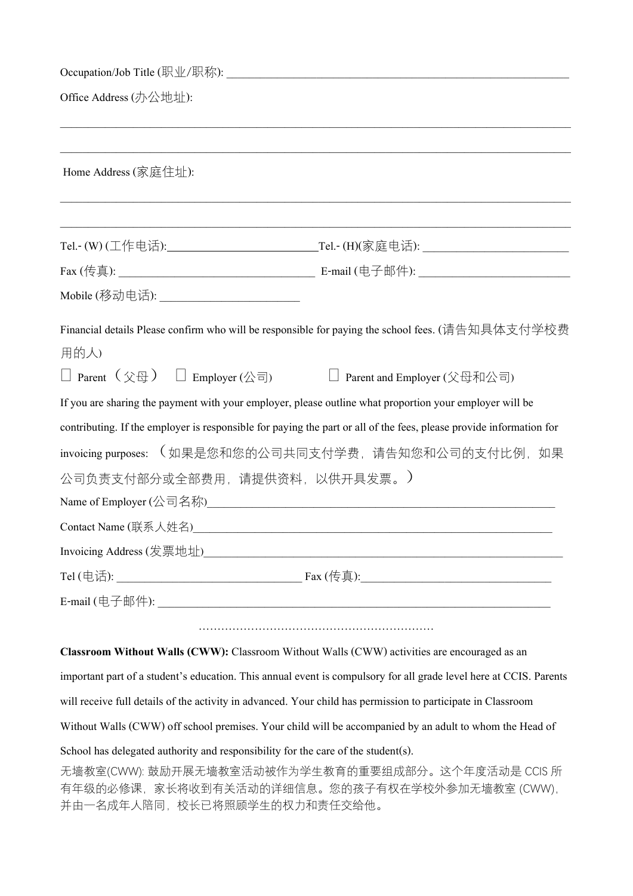Occupation/Job Title (职业/职称): ______________________________________________________________

Office Address (办公地址):

______________________________________________________________________________________

______________________________________________________________________________________

Home Address (家庭住址):

______________________________________________________________________________________

______________________________________________________________________________________

Tel.- (W) (工作电话): __________________________ Tel.- (H)(家庭电话): __________________________

Fax (传真): __________________________________ E-mail (电子邮件): __________________________

Mobile (移动电话): _________________________

Financial details Please confirm who will be responsible for paying the school fees. (请告知具体支付学校费用的人)

☐ Parent（父母） ☐ Employer (公司) ☐ Parent and Employer (父母和公司)

If you are sharing the payment with your employer, please outline what proportion your employer will be contributing. If the employer is responsible for paying the part or all of the fees, please provide information for invoicing purposes: （如果是您和您的公司共同支付学费，请告知您和公司的支付比例，如果公司负责支付部分或全部费用，请提供资料，以供开具发票。）

Name of Employer (公司名称)_______________________________________________________________

Contact Name (联系人姓名)_________________________________________________________________

Invoicing Address (发票地址)_______________________________________________________________

Tel (电话): ________________________________ Fax (传真):__________________________________

E-mail (电子邮件): ______________________________________________________________________

…………………………………………………………

**Classroom Without Walls (CWW):** Classroom Without Walls (CWW) activities are encouraged as an important part of a student's education. This annual event is compulsory for all grade level here at CCIS. Parents will receive full details of the activity in advanced. Your child has permission to participate in Classroom Without Walls (CWW) off school premises. Your child will be accompanied by an adult to whom the Head of School has delegated authority and responsibility for the care of the student(s).

无墙教室(CWW): 鼓励开展无墙教室活动被作为学生教育的重要组成部分。这个年度活动是 CCIS 所有年级的必修课，家长将收到有关活动的详细信息。您的孩子有权在学校外参加无墙教室 (CWW)，并由一名成年人陪同，校长已将照顾学生的权力和责任交给他。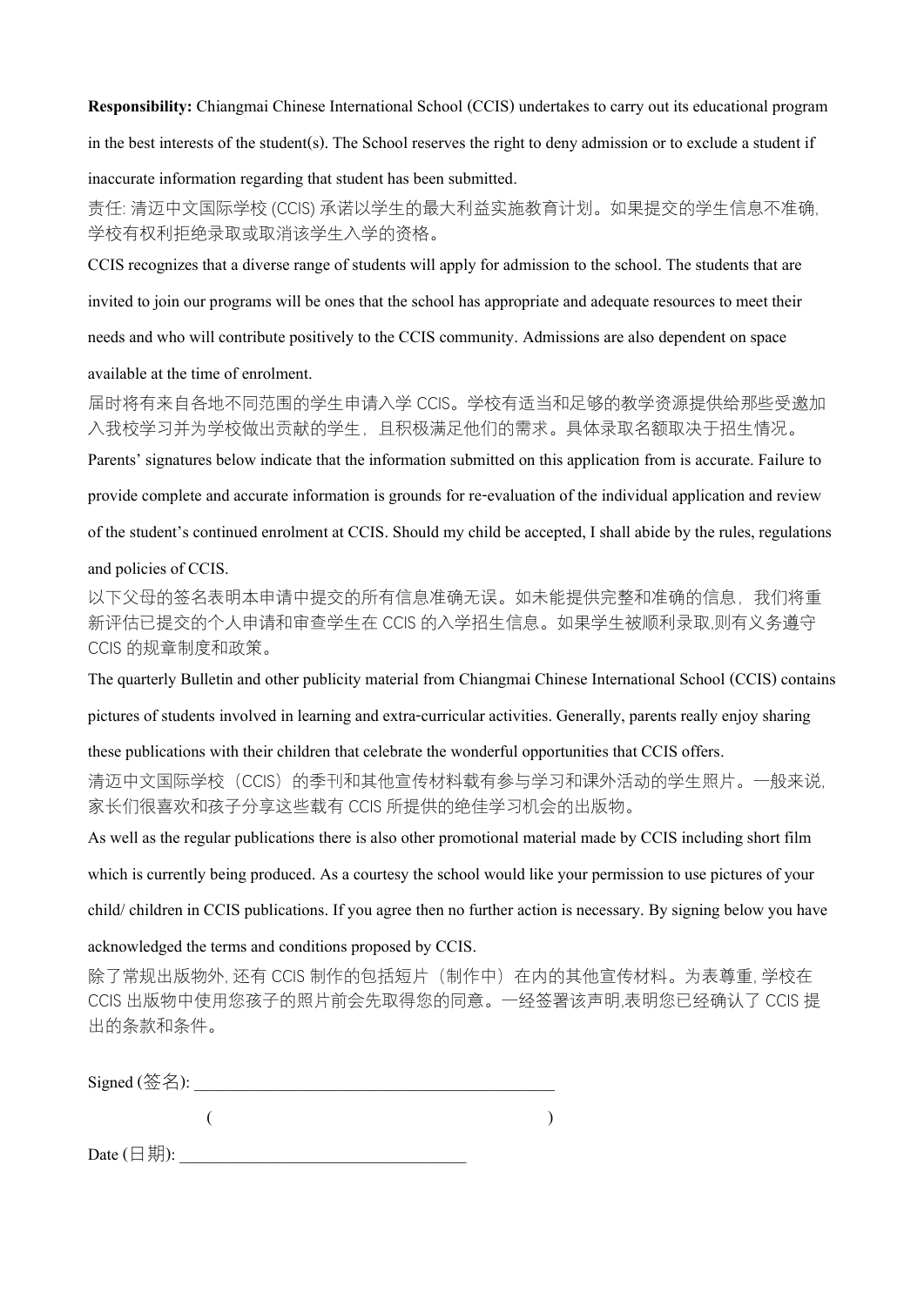**Responsibility:** Chiangmai Chinese International School (CCIS) undertakes to carry out its educational program in the best interests of the student(s). The School reserves the right to deny admission or to exclude a student if inaccurate information regarding that student has been submitted.

责任: 清迈中文国际学校 (CCIS) 承诺以学生的最大利益实施教育计划。如果提交的学生信息不准确, 学校有权利拒绝录取或取消该学生入学的资格。

CCIS recognizes that a diverse range of students will apply for admission to the school. The students that are invited to join our programs will be ones that the school has appropriate and adequate resources to meet their needs and who will contribute positively to the CCIS community. Admissions are also dependent on space available at the time of enrolment.

届时将有来自各地不同范围的学生申请入学 CCIS。学校有适当和足够的教学资源提供给那些受邀加入我校学习并为学校做出贡献的学生，且积极满足他们的需求。具体录取名额取决于招生情况。

Parents' signatures below indicate that the information submitted on this application from is accurate. Failure to provide complete and accurate information is grounds for re-evaluation of the individual application and review of the student's continued enrolment at CCIS. Should my child be accepted, I shall abide by the rules, regulations and policies of CCIS.

以下父母的签名表明本申请中提交的所有信息准确无误。如未能提供完整和准确的信息，我们将重新评估已提交的个人申请和审查学生在 CCIS 的入学招生信息。如果学生被顺利录取,则有义务遵守 CCIS 的规章制度和政策。

The quarterly Bulletin and other publicity material from Chiangmai Chinese International School (CCIS) contains pictures of students involved in learning and extra-curricular activities. Generally, parents really enjoy sharing these publications with their children that celebrate the wonderful opportunities that CCIS offers.

清迈中文国际学校（CCIS）的季刊和其他宣传材料载有参与学习和课外活动的学生照片。一般来说, 家长们很喜欢和孩子分享这些载有 CCIS 所提供的绝佳学习机会的出版物。

As well as the regular publications there is also other promotional material made by CCIS including short film which is currently being produced. As a courtesy the school would like your permission to use pictures of your child/ children in CCIS publications. If you agree then no further action is necessary. By signing below you have acknowledged the terms and conditions proposed by CCIS.

除了常规出版物外, 还有 CCIS 制作的包括短片（制作中）在内的其他宣传材料。为表尊重, 学校在 CCIS 出版物中使用您孩子的照片前会先取得您的同意。一经签署该声明,表明您已经确认了 CCIS 提出的条款和条件。

Signed (签名): ___________________________________________

( )

Date (日期): ___________________________________